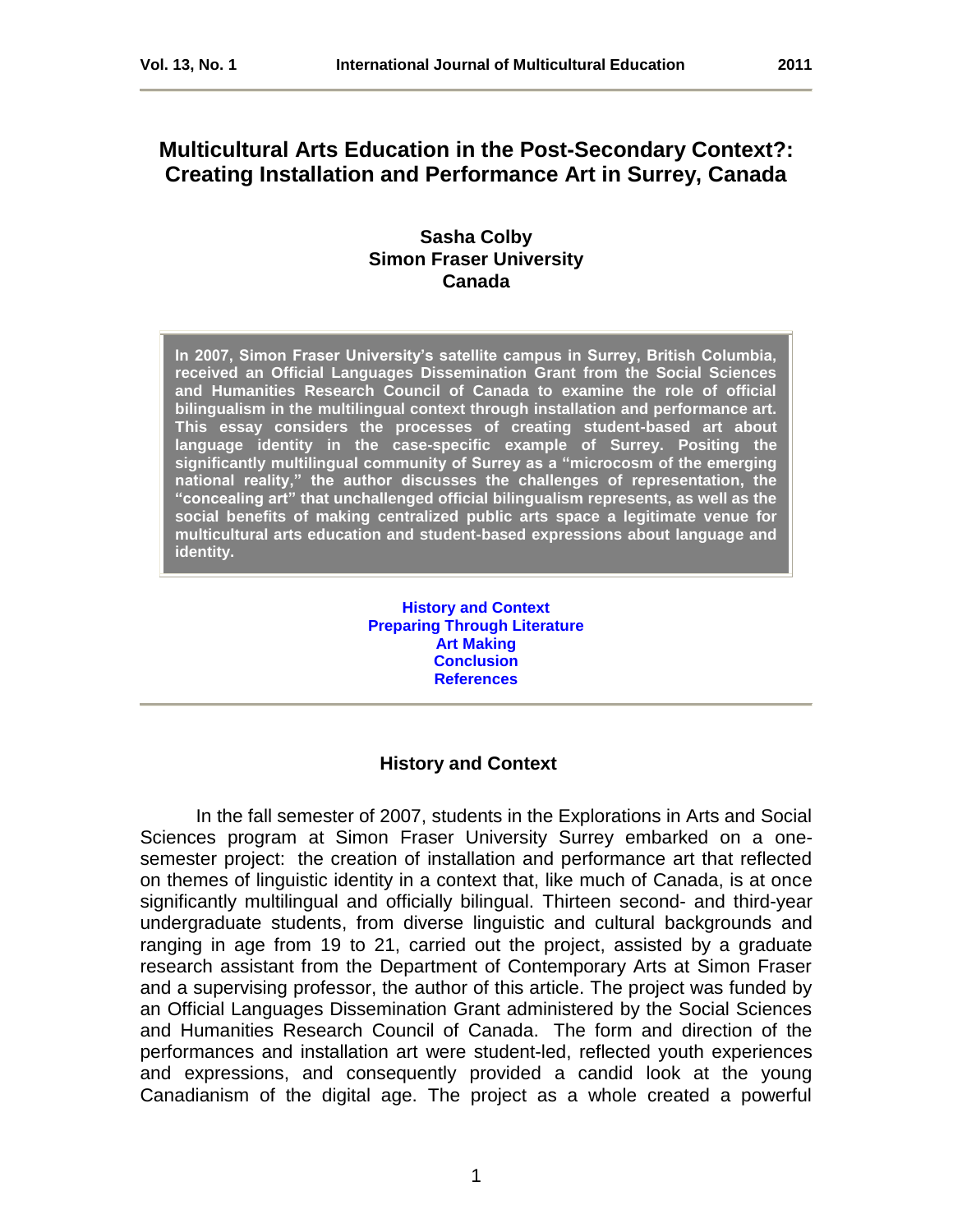# Multicultural Arts Education in the Post-Secondary Context?: Creating Installation and Performance Art in Surrey, Canada

**Sasha Colby**
**Simon Fraser University**
**Canada**

**In 2007, Simon Fraser University's satellite campus in Surrey, British Columbia, received an Official Languages Dissemination Grant from the Social Sciences and Humanities Research Council of Canada to examine the role of official bilingualism in the multilingual context through installation and performance art. This essay considers the processes of creating student-based art about language identity in the case-specific example of Surrey. Positing the significantly multilingual community of Surrey as a "microcosm of the emerging national reality," the author discusses the challenges of representation, the "concealing art" that unchallenged official bilingualism represents, as well as the social benefits of making centralized public arts space a legitimate venue for multicultural arts education and student-based expressions about language and identity.**

**History and Context**
**Preparing Through Literature**
**Art Making**
**Conclusion**
**References**

## History and Context

In the fall semester of 2007, students in the Explorations in Arts and Social Sciences program at Simon Fraser University Surrey embarked on a one-semester project: the creation of installation and performance art that reflected on themes of linguistic identity in a context that, like much of Canada, is at once significantly multilingual and officially bilingual. Thirteen second- and third-year undergraduate students, from diverse linguistic and cultural backgrounds and ranging in age from 19 to 21, carried out the project, assisted by a graduate research assistant from the Department of Contemporary Arts at Simon Fraser and a supervising professor, the author of this article. The project was funded by an Official Languages Dissemination Grant administered by the Social Sciences and Humanities Research Council of Canada. The form and direction of the performances and installation art were student-led, reflected youth experiences and expressions, and consequently provided a candid look at the young Canadianism of the digital age. The project as a whole created a powerful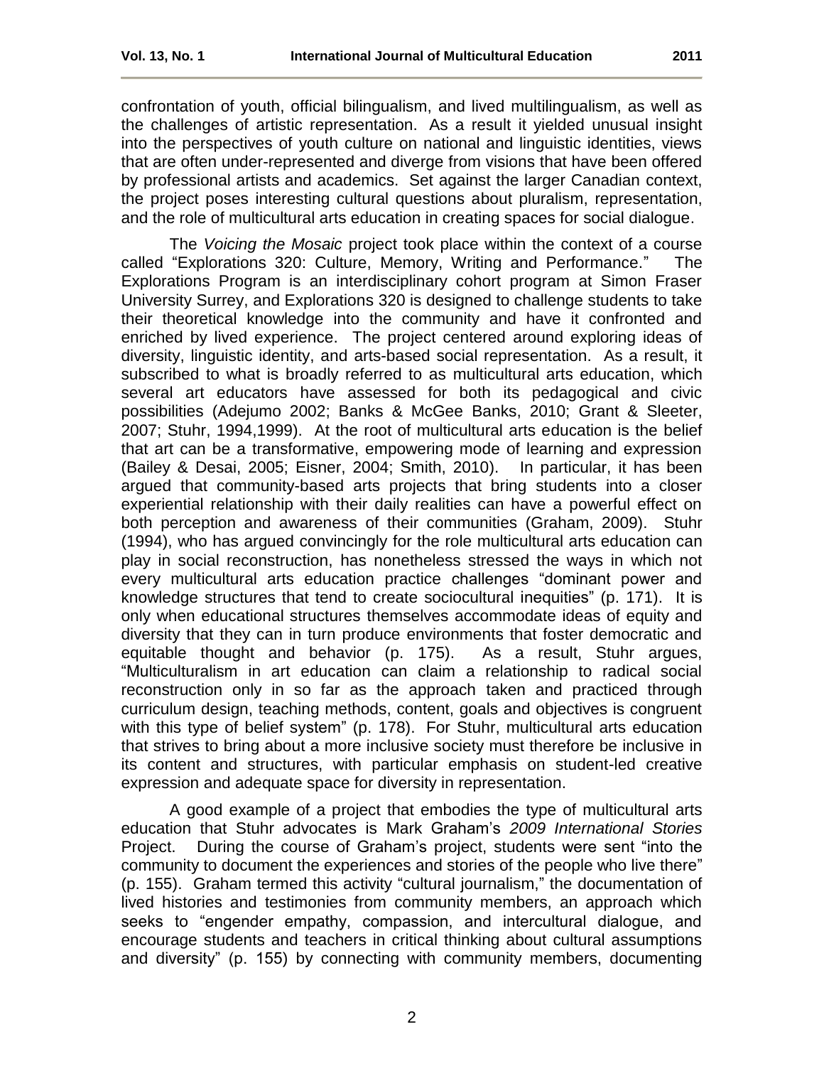confrontation of youth, official bilingualism, and lived multilingualism, as well as the challenges of artistic representation. As a result it yielded unusual insight into the perspectives of youth culture on national and linguistic identities, views that are often under-represented and diverge from visions that have been offered by professional artists and academics. Set against the larger Canadian context, the project poses interesting cultural questions about pluralism, representation, and the role of multicultural arts education in creating spaces for social dialogue.

The *Voicing the Mosaic* project took place within the context of a course called "Explorations 320: Culture, Memory, Writing and Performance." The Explorations Program is an interdisciplinary cohort program at Simon Fraser University Surrey, and Explorations 320 is designed to challenge students to take their theoretical knowledge into the community and have it confronted and enriched by lived experience. The project centered around exploring ideas of diversity, linguistic identity, and arts-based social representation. As a result, it subscribed to what is broadly referred to as multicultural arts education, which several art educators have assessed for both its pedagogical and civic possibilities (Adejumo 2002; Banks & McGee Banks, 2010; Grant & Sleeter, 2007; Stuhr, 1994,1999). At the root of multicultural arts education is the belief that art can be a transformative, empowering mode of learning and expression (Bailey & Desai, 2005; Eisner, 2004; Smith, 2010). In particular, it has been argued that community-based arts projects that bring students into a closer experiential relationship with their daily realities can have a powerful effect on both perception and awareness of their communities (Graham, 2009). Stuhr (1994), who has argued convincingly for the role multicultural arts education can play in social reconstruction, has nonetheless stressed the ways in which not every multicultural arts education practice challenges "dominant power and knowledge structures that tend to create sociocultural inequities" (p. 171). It is only when educational structures themselves accommodate ideas of equity and diversity that they can in turn produce environments that foster democratic and equitable thought and behavior (p. 175). As a result, Stuhr argues, "Multiculturalism in art education can claim a relationship to radical social reconstruction only in so far as the approach taken and practiced through curriculum design, teaching methods, content, goals and objectives is congruent with this type of belief system" (p. 178). For Stuhr, multicultural arts education that strives to bring about a more inclusive society must therefore be inclusive in its content and structures, with particular emphasis on student-led creative expression and adequate space for diversity in representation.

A good example of a project that embodies the type of multicultural arts education that Stuhr advocates is Mark Graham's *2009 International Stories* Project. During the course of Graham's project, students were sent "into the community to document the experiences and stories of the people who live there" (p. 155). Graham termed this activity "cultural journalism," the documentation of lived histories and testimonies from community members, an approach which seeks to "engender empathy, compassion, and intercultural dialogue, and encourage students and teachers in critical thinking about cultural assumptions and diversity" (p. 155) by connecting with community members, documenting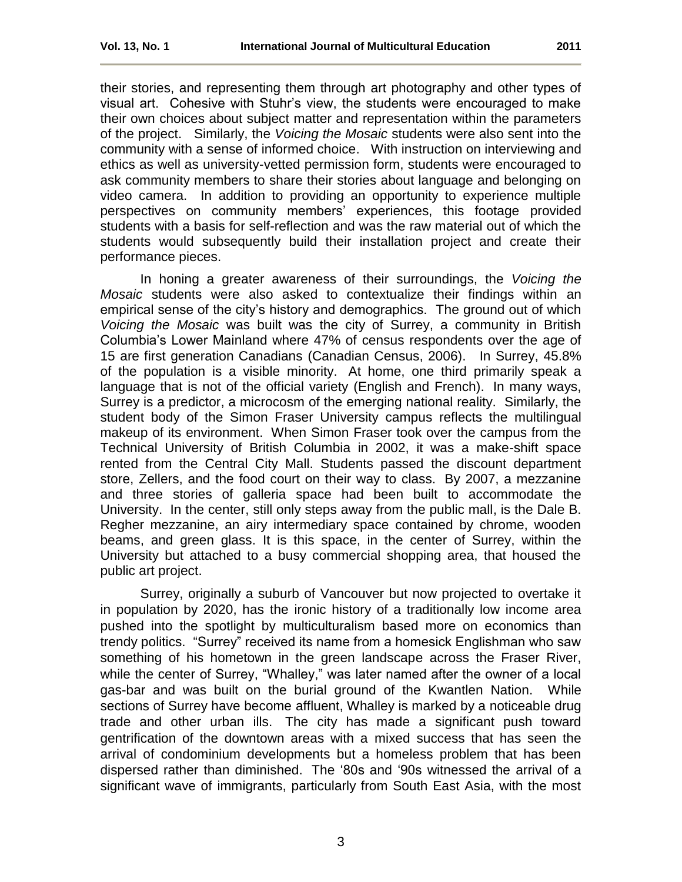their stories, and representing them through art photography and other types of visual art. Cohesive with Stuhr's view, the students were encouraged to make their own choices about subject matter and representation within the parameters of the project. Similarly, the *Voicing the Mosaic* students were also sent into the community with a sense of informed choice. With instruction on interviewing and ethics as well as university-vetted permission form, students were encouraged to ask community members to share their stories about language and belonging on video camera. In addition to providing an opportunity to experience multiple perspectives on community members' experiences, this footage provided students with a basis for self-reflection and was the raw material out of which the students would subsequently build their installation project and create their performance pieces.

In honing a greater awareness of their surroundings, the *Voicing the Mosaic* students were also asked to contextualize their findings within an empirical sense of the city's history and demographics. The ground out of which *Voicing the Mosaic* was built was the city of Surrey, a community in British Columbia's Lower Mainland where 47% of census respondents over the age of 15 are first generation Canadians (Canadian Census, 2006). In Surrey, 45.8% of the population is a visible minority. At home, one third primarily speak a language that is not of the official variety (English and French). In many ways, Surrey is a predictor, a microcosm of the emerging national reality. Similarly, the student body of the Simon Fraser University campus reflects the multilingual makeup of its environment. When Simon Fraser took over the campus from the Technical University of British Columbia in 2002, it was a make-shift space rented from the Central City Mall. Students passed the discount department store, Zellers, and the food court on their way to class. By 2007, a mezzanine and three stories of galleria space had been built to accommodate the University. In the center, still only steps away from the public mall, is the Dale B. Regher mezzanine, an airy intermediary space contained by chrome, wooden beams, and green glass. It is this space, in the center of Surrey, within the University but attached to a busy commercial shopping area, that housed the public art project.

Surrey, originally a suburb of Vancouver but now projected to overtake it in population by 2020, has the ironic history of a traditionally low income area pushed into the spotlight by multiculturalism based more on economics than trendy politics. "Surrey" received its name from a homesick Englishman who saw something of his hometown in the green landscape across the Fraser River, while the center of Surrey, "Whalley," was later named after the owner of a local gas-bar and was built on the burial ground of the Kwantlen Nation. While sections of Surrey have become affluent, Whalley is marked by a noticeable drug trade and other urban ills. The city has made a significant push toward gentrification of the downtown areas with a mixed success that has seen the arrival of condominium developments but a homeless problem that has been dispersed rather than diminished. The '80s and '90s witnessed the arrival of a significant wave of immigrants, particularly from South East Asia, with the most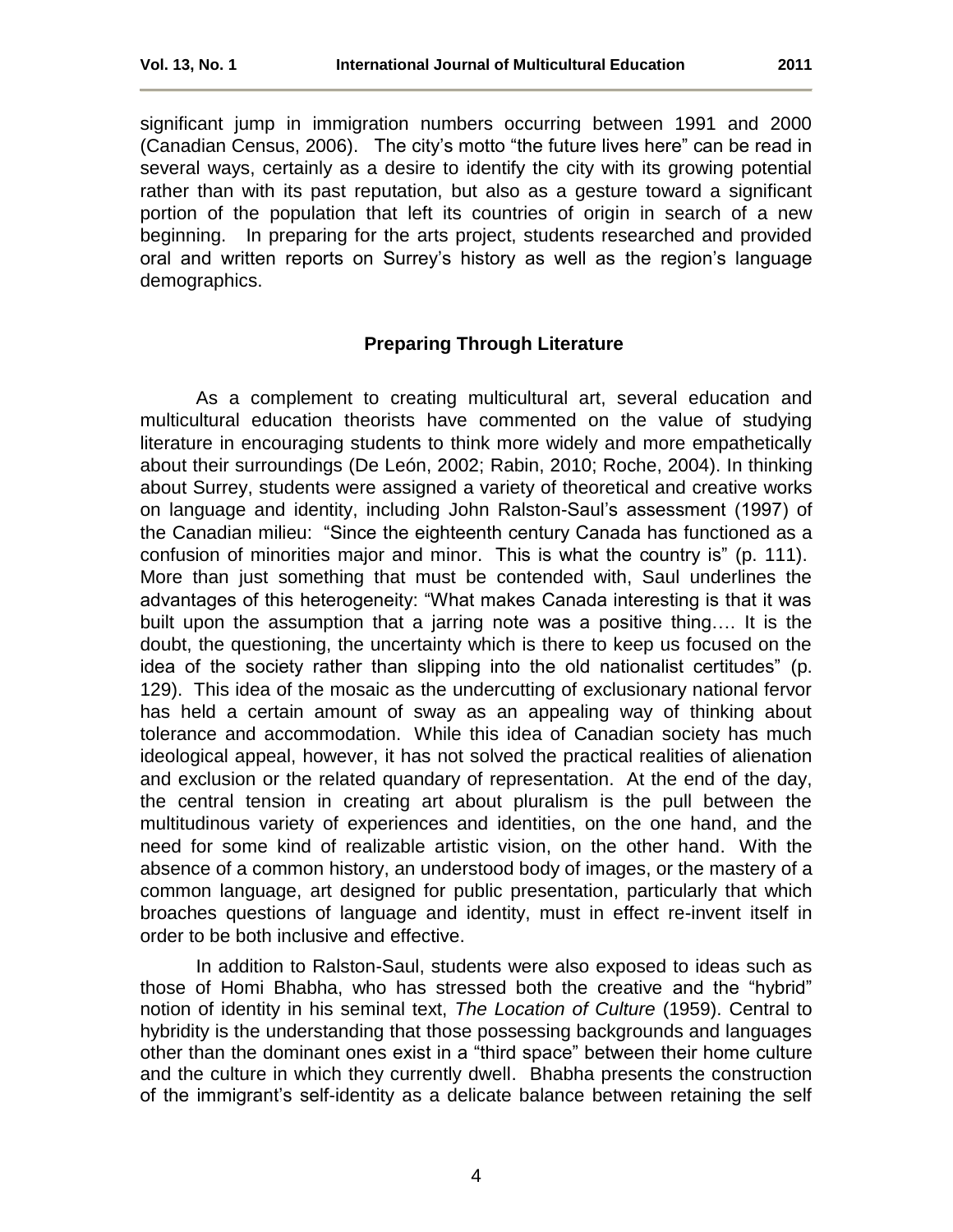significant jump in immigration numbers occurring between 1991 and 2000 (Canadian Census, 2006). The city's motto "the future lives here" can be read in several ways, certainly as a desire to identify the city with its growing potential rather than with its past reputation, but also as a gesture toward a significant portion of the population that left its countries of origin in search of a new beginning. In preparing for the arts project, students researched and provided oral and written reports on Surrey's history as well as the region's language demographics.

## Preparing Through Literature

As a complement to creating multicultural art, several education and multicultural education theorists have commented on the value of studying literature in encouraging students to think more widely and more empathetically about their surroundings (De León, 2002; Rabin, 2010; Roche, 2004). In thinking about Surrey, students were assigned a variety of theoretical and creative works on language and identity, including John Ralston-Saul's assessment (1997) of the Canadian milieu: "Since the eighteenth century Canada has functioned as a confusion of minorities major and minor. This is what the country is" (p. 111). More than just something that must be contended with, Saul underlines the advantages of this heterogeneity: "What makes Canada interesting is that it was built upon the assumption that a jarring note was a positive thing…. It is the doubt, the questioning, the uncertainty which is there to keep us focused on the idea of the society rather than slipping into the old nationalist certitudes" (p. 129). This idea of the mosaic as the undercutting of exclusionary national fervor has held a certain amount of sway as an appealing way of thinking about tolerance and accommodation. While this idea of Canadian society has much ideological appeal, however, it has not solved the practical realities of alienation and exclusion or the related quandary of representation. At the end of the day, the central tension in creating art about pluralism is the pull between the multitudinous variety of experiences and identities, on the one hand, and the need for some kind of realizable artistic vision, on the other hand. With the absence of a common history, an understood body of images, or the mastery of a common language, art designed for public presentation, particularly that which broaches questions of language and identity, must in effect re-invent itself in order to be both inclusive and effective.

In addition to Ralston-Saul, students were also exposed to ideas such as those of Homi Bhabha, who has stressed both the creative and the "hybrid" notion of identity in his seminal text, *The Location of Culture* (1959). Central to hybridity is the understanding that those possessing backgrounds and languages other than the dominant ones exist in a "third space" between their home culture and the culture in which they currently dwell. Bhabha presents the construction of the immigrant's self-identity as a delicate balance between retaining the self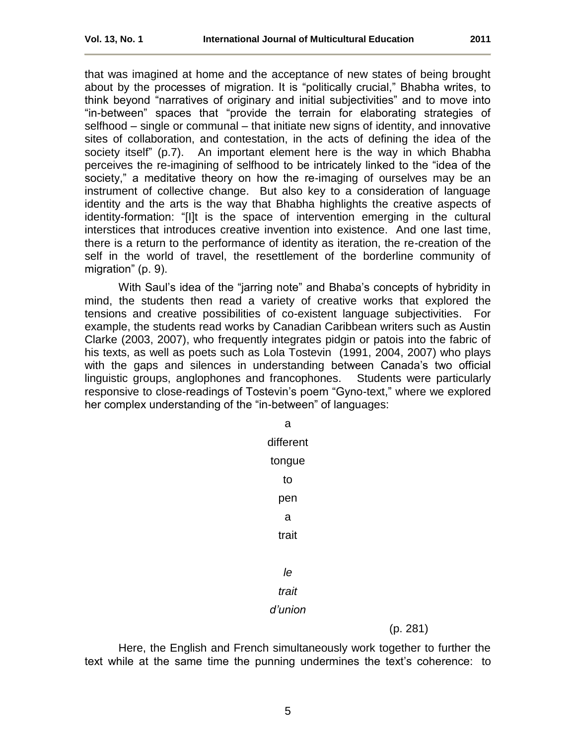that was imagined at home and the acceptance of new states of being brought about by the processes of migration. It is "politically crucial," Bhabha writes, to think beyond "narratives of originary and initial subjectivities" and to move into "in-between" spaces that "provide the terrain for elaborating strategies of selfhood – single or communal – that initiate new signs of identity, and innovative sites of collaboration, and contestation, in the acts of defining the idea of the society itself" (p.7). An important element here is the way in which Bhabha perceives the re-imagining of selfhood to be intricately linked to the "idea of the society," a meditative theory on how the re-imaging of ourselves may be an instrument of collective change. But also key to a consideration of language identity and the arts is the way that Bhabha highlights the creative aspects of identity-formation: "[I]t is the space of intervention emerging in the cultural interstices that introduces creative invention into existence. And one last time, there is a return to the performance of identity as iteration, the re-creation of the self in the world of travel, the resettlement of the borderline community of migration" (p. 9).

With Saul's idea of the "jarring note" and Bhaba's concepts of hybridity in mind, the students then read a variety of creative works that explored the tensions and creative possibilities of co-existent language subjectivities. For example, the students read works by Canadian Caribbean writers such as Austin Clarke (2003, 2007), who frequently integrates pidgin or patois into the fabric of his texts, as well as poets such as Lola Tostevin (1991, 2004, 2007) who plays with the gaps and silences in understanding between Canada's two official linguistic groups, anglophones and francophones. Students were particularly responsive to close-readings of Tostevin's poem "Gyno-text," where we explored her complex understanding of the "in-between" of languages:

a
different
tongue
to
pen
a
trait

*le*
*trait*
*d'union*

(p. 281)

Here, the English and French simultaneously work together to further the text while at the same time the punning undermines the text's coherence: to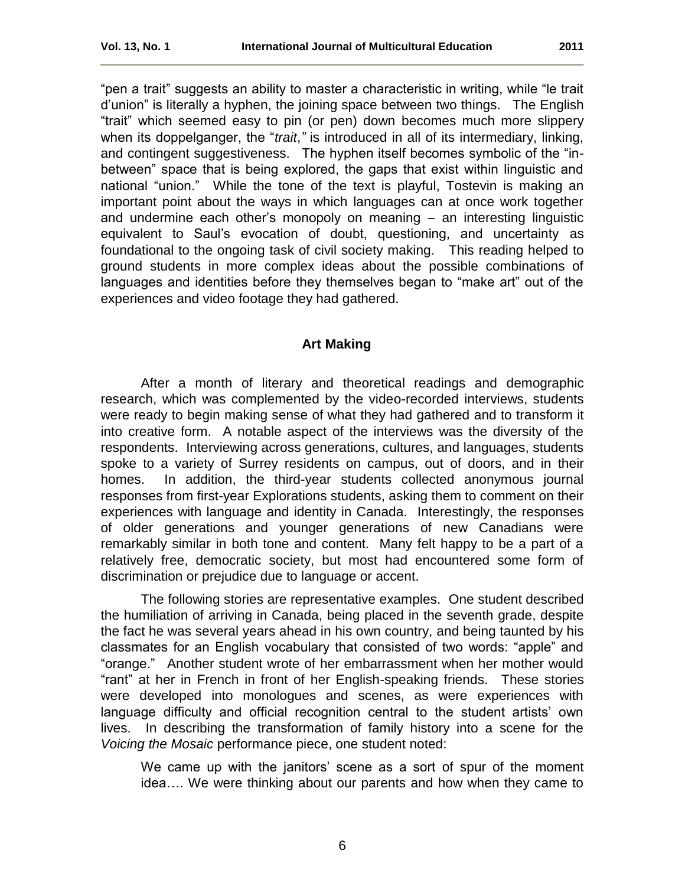"pen a trait" suggests an ability to master a characteristic in writing, while "le trait d'union" is literally a hyphen, the joining space between two things. The English "trait" which seemed easy to pin (or pen) down becomes much more slippery when its doppelganger, the "*trait*,*"* is introduced in all of its intermediary, linking, and contingent suggestiveness. The hyphen itself becomes symbolic of the "in-between" space that is being explored, the gaps that exist within linguistic and national "union." While the tone of the text is playful, Tostevin is making an important point about the ways in which languages can at once work together and undermine each other's monopoly on meaning – an interesting linguistic equivalent to Saul's evocation of doubt, questioning, and uncertainty as foundational to the ongoing task of civil society making. This reading helped to ground students in more complex ideas about the possible combinations of languages and identities before they themselves began to "make art" out of the experiences and video footage they had gathered.

### Art Making

After a month of literary and theoretical readings and demographic research, which was complemented by the video-recorded interviews, students were ready to begin making sense of what they had gathered and to transform it into creative form. A notable aspect of the interviews was the diversity of the respondents. Interviewing across generations, cultures, and languages, students spoke to a variety of Surrey residents on campus, out of doors, and in their homes. In addition, the third-year students collected anonymous journal responses from first-year Explorations students, asking them to comment on their experiences with language and identity in Canada. Interestingly, the responses of older generations and younger generations of new Canadians were remarkably similar in both tone and content. Many felt happy to be a part of a relatively free, democratic society, but most had encountered some form of discrimination or prejudice due to language or accent.

The following stories are representative examples. One student described the humiliation of arriving in Canada, being placed in the seventh grade, despite the fact he was several years ahead in his own country, and being taunted by his classmates for an English vocabulary that consisted of two words: "apple" and "orange." Another student wrote of her embarrassment when her mother would "rant" at her in French in front of her English-speaking friends. These stories were developed into monologues and scenes, as were experiences with language difficulty and official recognition central to the student artists' own lives. In describing the transformation of family history into a scene for the *Voicing the Mosaic* performance piece, one student noted:

> We came up with the janitors' scene as a sort of spur of the moment idea…. We were thinking about our parents and how when they came to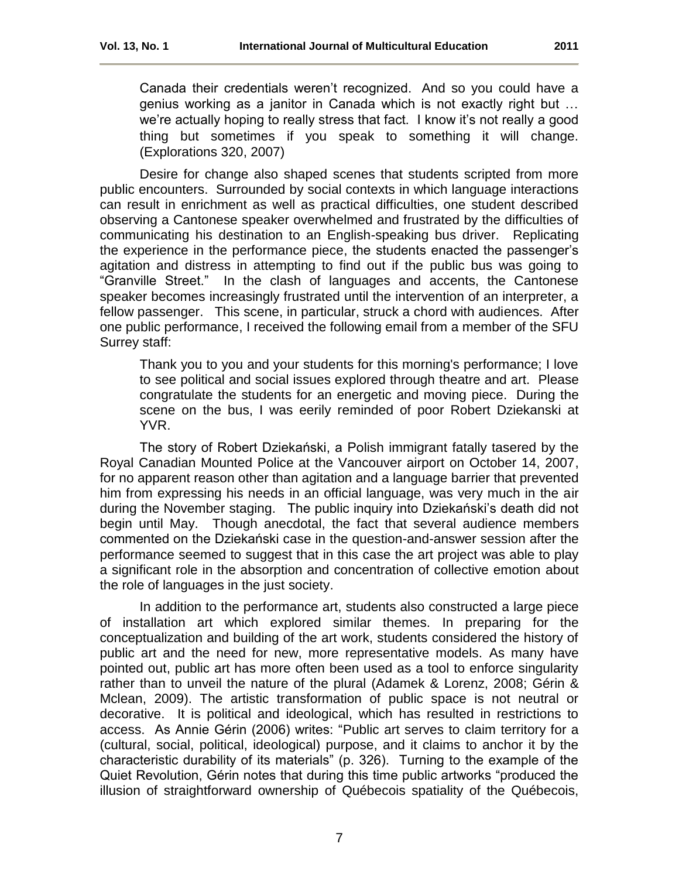> Canada their credentials weren't recognized. And so you could have a genius working as a janitor in Canada which is not exactly right but … we're actually hoping to really stress that fact. I know it's not really a good thing but sometimes if you speak to something it will change. (Explorations 320, 2007)

Desire for change also shaped scenes that students scripted from more public encounters. Surrounded by social contexts in which language interactions can result in enrichment as well as practical difficulties, one student described observing a Cantonese speaker overwhelmed and frustrated by the difficulties of communicating his destination to an English-speaking bus driver. Replicating the experience in the performance piece, the students enacted the passenger's agitation and distress in attempting to find out if the public bus was going to "Granville Street." In the clash of languages and accents, the Cantonese speaker becomes increasingly frustrated until the intervention of an interpreter, a fellow passenger. This scene, in particular, struck a chord with audiences. After one public performance, I received the following email from a member of the SFU Surrey staff:

> Thank you to you and your students for this morning's performance; I love to see political and social issues explored through theatre and art. Please congratulate the students for an energetic and moving piece. During the scene on the bus, I was eerily reminded of poor Robert Dziekanski at YVR.

The story of Robert Dziekański, a Polish immigrant fatally tasered by the Royal Canadian Mounted Police at the Vancouver airport on October 14, 2007, for no apparent reason other than agitation and a language barrier that prevented him from expressing his needs in an official language, was very much in the air during the November staging. The public inquiry into Dziekański's death did not begin until May. Though anecdotal, the fact that several audience members commented on the Dziekański case in the question-and-answer session after the performance seemed to suggest that in this case the art project was able to play a significant role in the absorption and concentration of collective emotion about the role of languages in the just society.

In addition to the performance art, students also constructed a large piece of installation art which explored similar themes. In preparing for the conceptualization and building of the art work, students considered the history of public art and the need for new, more representative models. As many have pointed out, public art has more often been used as a tool to enforce singularity rather than to unveil the nature of the plural (Adamek & Lorenz, 2008; Gérin & Mclean, 2009). The artistic transformation of public space is not neutral or decorative. It is political and ideological, which has resulted in restrictions to access. As Annie Gérin (2006) writes: "Public art serves to claim territory for a (cultural, social, political, ideological) purpose, and it claims to anchor it by the characteristic durability of its materials" (p. 326). Turning to the example of the Quiet Revolution, Gérin notes that during this time public artworks "produced the illusion of straightforward ownership of Québecois spatiality of the Québecois,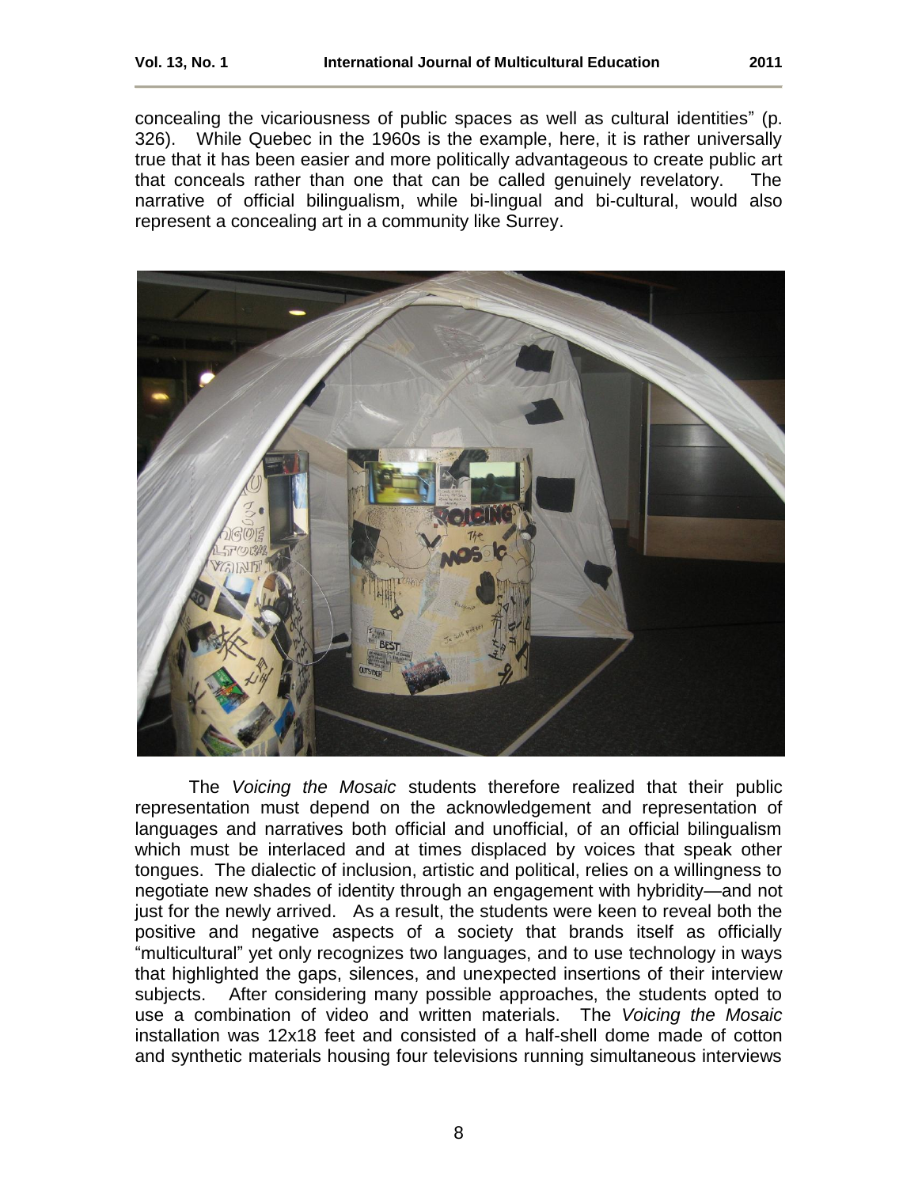concealing the vicariousness of public spaces as well as cultural identities" (p. 326). While Quebec in the 1960s is the example, here, it is rather universally true that it has been easier and more politically advantageous to create public art that conceals rather than one that can be called genuinely revelatory. The narrative of official bilingualism, while bi-lingual and bi-cultural, would also represent a concealing art in a community like Surrey.

The *Voicing the Mosaic* students therefore realized that their public representation must depend on the acknowledgement and representation of languages and narratives both official and unofficial, of an official bilingualism which must be interlaced and at times displaced by voices that speak other tongues. The dialectic of inclusion, artistic and political, relies on a willingness to negotiate new shades of identity through an engagement with hybridity—and not just for the newly arrived. As a result, the students were keen to reveal both the positive and negative aspects of a society that brands itself as officially "multicultural" yet only recognizes two languages, and to use technology in ways that highlighted the gaps, silences, and unexpected insertions of their interview subjects. After considering many possible approaches, the students opted to use a combination of video and written materials. The *Voicing the Mosaic* installation was 12x18 feet and consisted of a half-shell dome made of cotton and synthetic materials housing four televisions running simultaneous interviews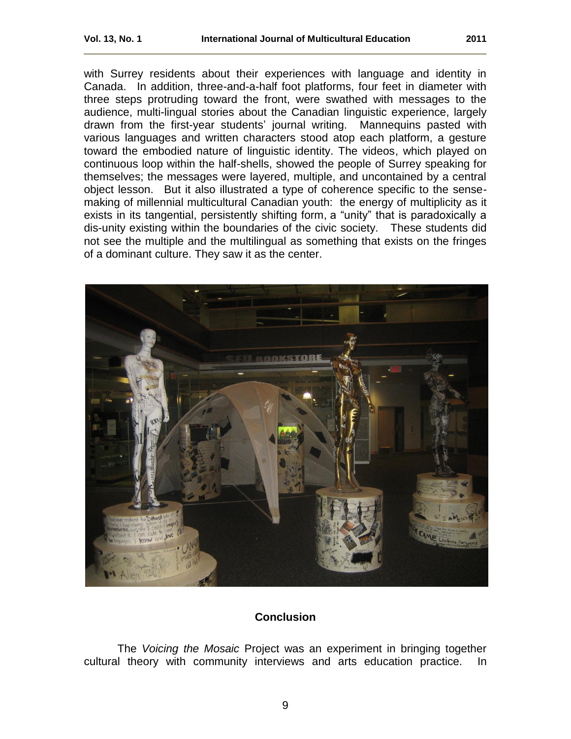with Surrey residents about their experiences with language and identity in Canada. In addition, three-and-a-half foot platforms, four feet in diameter with three steps protruding toward the front, were swathed with messages to the audience, multi-lingual stories about the Canadian linguistic experience, largely drawn from the first-year students' journal writing. Mannequins pasted with various languages and written characters stood atop each platform, a gesture toward the embodied nature of linguistic identity. The videos, which played on continuous loop within the half-shells, showed the people of Surrey speaking for themselves; the messages were layered, multiple, and uncontained by a central object lesson. But it also illustrated a type of coherence specific to the sense-making of millennial multicultural Canadian youth: the energy of multiplicity as it exists in its tangential, persistently shifting form, a "unity" that is paradoxically a dis-unity existing within the boundaries of the civic society. These students did not see the multiple and the multilingual as something that exists on the fringes of a dominant culture. They saw it as the center.

## Conclusion

The *Voicing the Mosaic* Project was an experiment in bringing together cultural theory with community interviews and arts education practice. In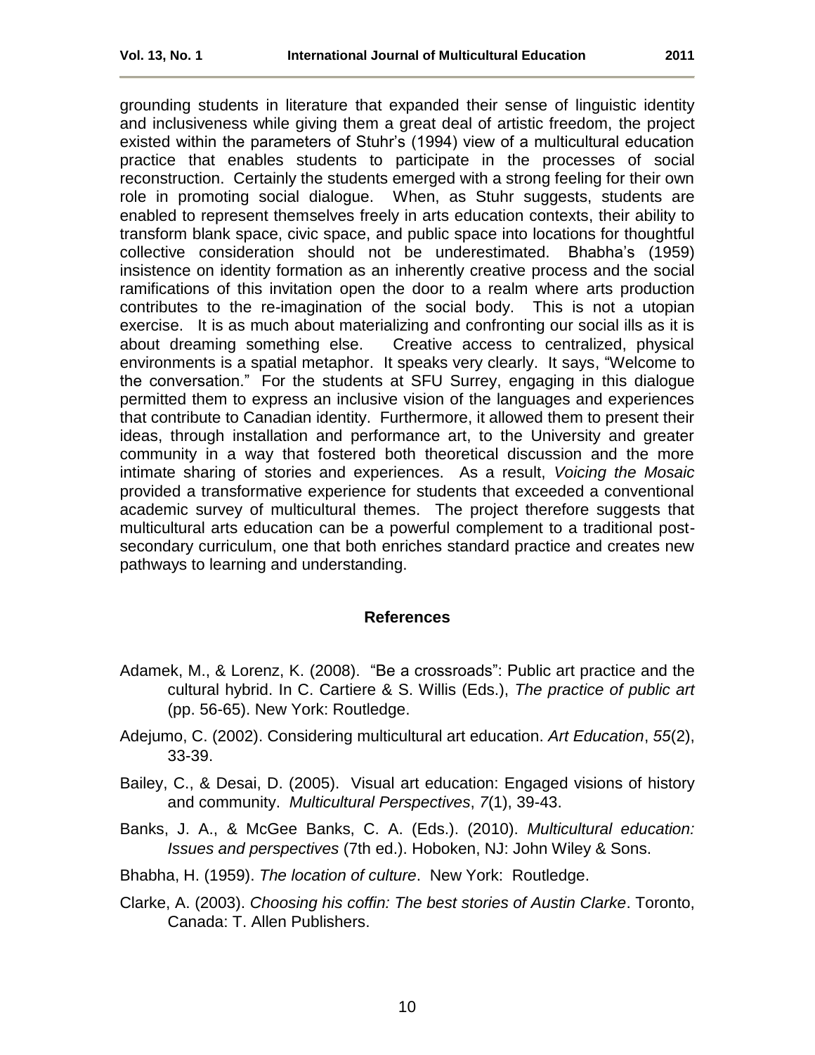grounding students in literature that expanded their sense of linguistic identity and inclusiveness while giving them a great deal of artistic freedom, the project existed within the parameters of Stuhr's (1994) view of a multicultural education practice that enables students to participate in the processes of social reconstruction. Certainly the students emerged with a strong feeling for their own role in promoting social dialogue. When, as Stuhr suggests, students are enabled to represent themselves freely in arts education contexts, their ability to transform blank space, civic space, and public space into locations for thoughtful collective consideration should not be underestimated. Bhabha's (1959) insistence on identity formation as an inherently creative process and the social ramifications of this invitation open the door to a realm where arts production contributes to the re-imagination of the social body. This is not a utopian exercise. It is as much about materializing and confronting our social ills as it is about dreaming something else. Creative access to centralized, physical environments is a spatial metaphor. It speaks very clearly. It says, "Welcome to the conversation." For the students at SFU Surrey, engaging in this dialogue permitted them to express an inclusive vision of the languages and experiences that contribute to Canadian identity. Furthermore, it allowed them to present their ideas, through installation and performance art, to the University and greater community in a way that fostered both theoretical discussion and the more intimate sharing of stories and experiences. As a result, *Voicing the Mosaic* provided a transformative experience for students that exceeded a conventional academic survey of multicultural themes. The project therefore suggests that multicultural arts education can be a powerful complement to a traditional post-secondary curriculum, one that both enriches standard practice and creates new pathways to learning and understanding.

## References

Adamek, M., & Lorenz, K. (2008). "Be a crossroads": Public art practice and the cultural hybrid. In C. Cartiere & S. Willis (Eds.), *The practice of public art* (pp. 56-65). New York: Routledge.

Adejumo, C. (2002). Considering multicultural art education. *Art Education*, *55*(2), 33-39.

Bailey, C., & Desai, D. (2005). Visual art education: Engaged visions of history and community. *Multicultural Perspectives*, *7*(1), 39-43.

Banks, J. A., & McGee Banks, C. A. (Eds.). (2010). *Multicultural education: Issues and perspectives* (7th ed.). Hoboken, NJ: John Wiley & Sons.

Bhabha, H. (1959). *The location of culture*. New York: Routledge.

Clarke, A. (2003). *Choosing his coffin: The best stories of Austin Clarke*. Toronto, Canada: T. Allen Publishers.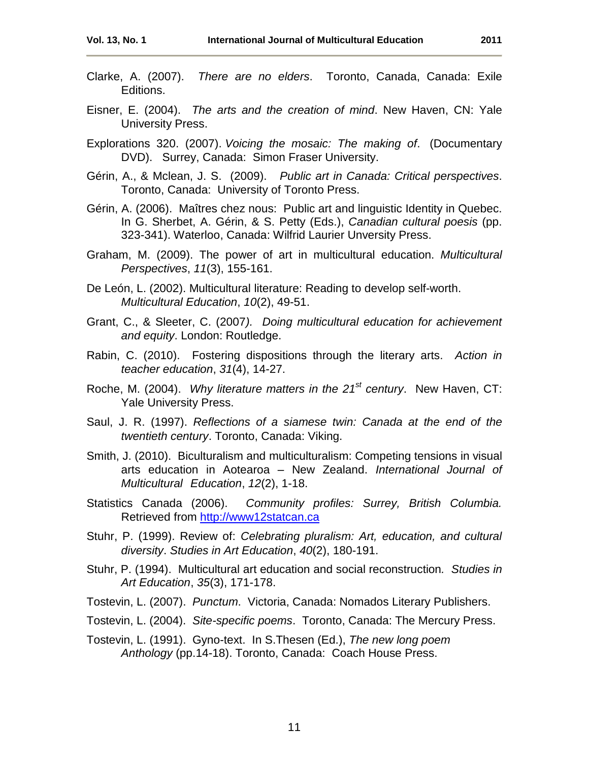Clarke, A. (2007). *There are no elders*. Toronto, Canada, Canada: Exile Editions.

Eisner, E. (2004). *The arts and the creation of mind*. New Haven, CN: Yale University Press.

Explorations 320. (2007). *Voicing the mosaic: The making of*. (Documentary DVD). Surrey, Canada: Simon Fraser University.

Gérin, A., & Mclean, J. S. (2009). *Public art in Canada: Critical perspectives*. Toronto, Canada: University of Toronto Press.

Gérin, A. (2006). Maîtres chez nous: Public art and linguistic Identity in Quebec. In G. Sherbet, A. Gérin, & S. Petty (Eds.), *Canadian cultural poesis* (pp. 323-341). Waterloo, Canada: Wilfrid Laurier Unversity Press.

Graham, M. (2009). The power of art in multicultural education. *Multicultural Perspectives*, *11*(3), 155-161.

De León, L. (2002). Multicultural literature: Reading to develop self-worth. *Multicultural Education*, *10*(2), 49-51.

Grant, C., & Sleeter, C. (2007). *Doing multicultural education for achievement and equity*. London: Routledge.

Rabin, C. (2010). Fostering dispositions through the literary arts. *Action in teacher education*, *31*(4), 14-27.

Roche, M. (2004). *Why literature matters in the 21st century*. New Haven, CT: Yale University Press.

Saul, J. R. (1997). *Reflections of a siamese twin: Canada at the end of the twentieth century*. Toronto, Canada: Viking.

Smith, J. (2010). Biculturalism and multiculturalism: Competing tensions in visual arts education in Aotearoa – New Zealand. *International Journal of Multicultural Education*, *12*(2), 1-18.

Statistics Canada (2006). *Community profiles: Surrey, British Columbia.* Retrieved from http://www12statcan.ca

Stuhr, P. (1999). Review of: *Celebrating pluralism: Art, education, and cultural diversity*. *Studies in Art Education*, *40*(2), 180-191.

Stuhr, P. (1994). Multicultural art education and social reconstruction. *Studies in Art Education*, *35*(3), 171-178.

Tostevin, L. (2007). *Punctum*. Victoria, Canada: Nomados Literary Publishers.

Tostevin, L. (2004). *Site-specific poems*. Toronto, Canada: The Mercury Press.

Tostevin, L. (1991). Gyno-text. In S.Thesen (Ed.), *The new long poem Anthology* (pp.14-18). Toronto, Canada: Coach House Press.